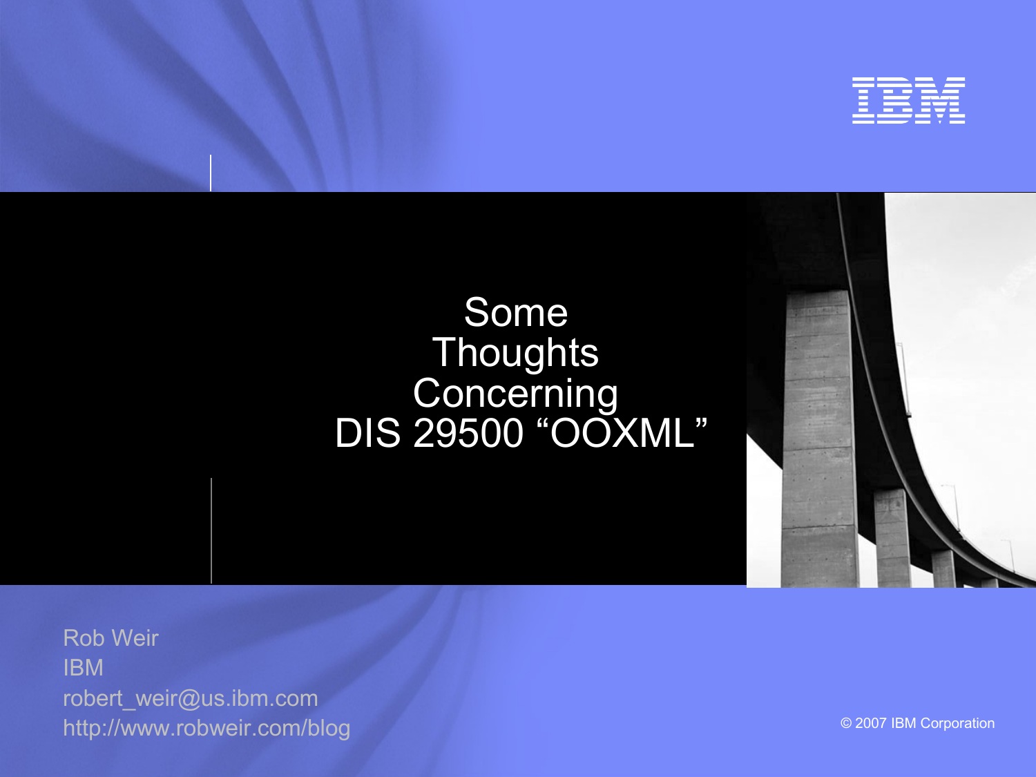# Some Thoughts Concerning DIS 29500 “OOXML”

Rob Weir
IBM
robert_weir@us.ibm.com
http://www.robweir.com/blog

© 2007 IBM Corporation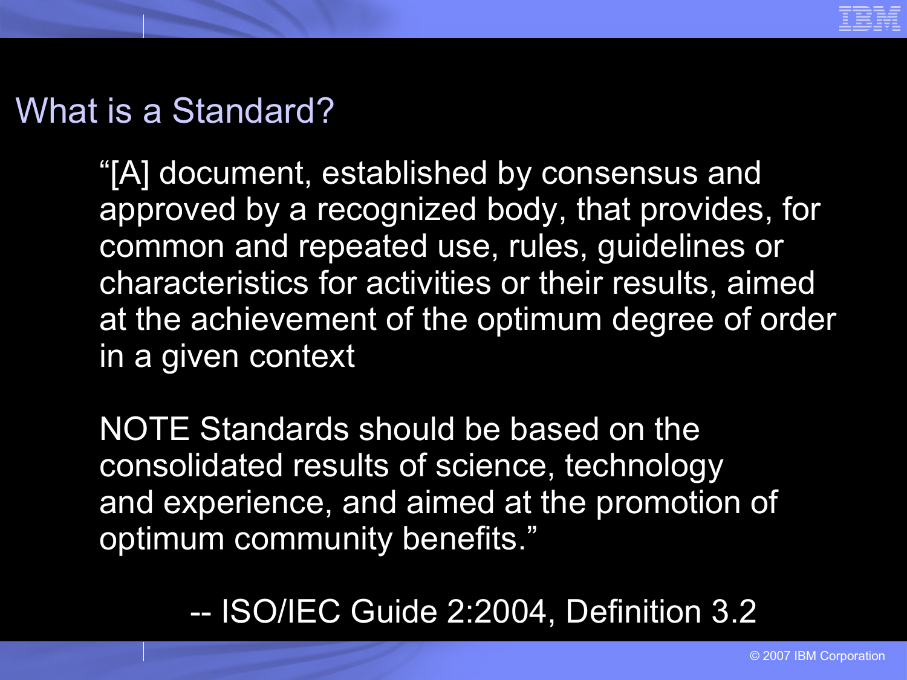# What is a Standard?

"[A] document, established by consensus and approved by a recognized body, that provides, for common and repeated use, rules, guidelines or characteristics for activities or their results, aimed at the achievement of the optimum degree of order in a given context

NOTE Standards should be based on the consolidated results of science, technology and experience, and aimed at the promotion of optimum community benefits."

-- ISO/IEC Guide 2:2004, Definition 3.2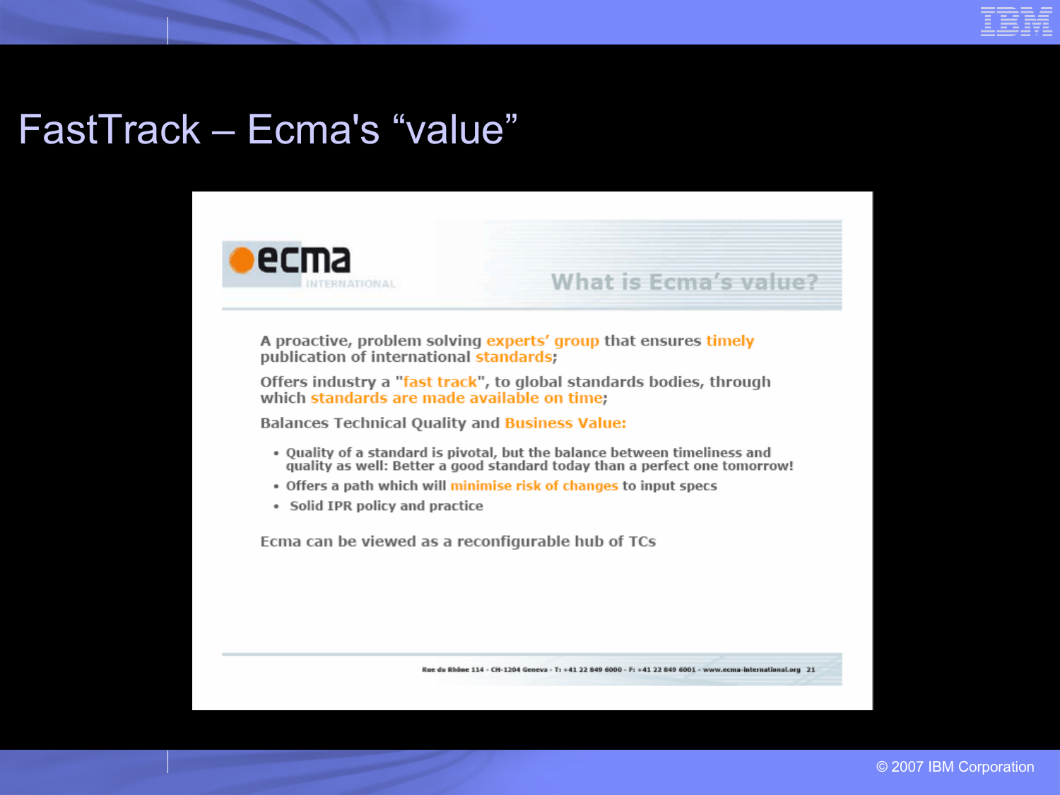# FastTrack – Ecma's "value"

## What is Ecma's value?

A proactive, problem solving experts' group that ensures timely publication of international standards;

Offers industry a "fast track", to global standards bodies, through which standards are made available on time;

Balances Technical Quality and Business Value:

- Quality of a standard is pivotal, but the balance between timeliness and quality as well: Better a good standard today than a perfect one tomorrow!
- Offers a path which will minimise risk of changes to input specs
- Solid IPR policy and practice

Ecma can be viewed as a reconfigurable hub of TCs

Rue du Rhône 114 - CH-1204 Geneva - T: +41 22 849 6000 - F: +41 22 849 6001 - www.ecma-international.org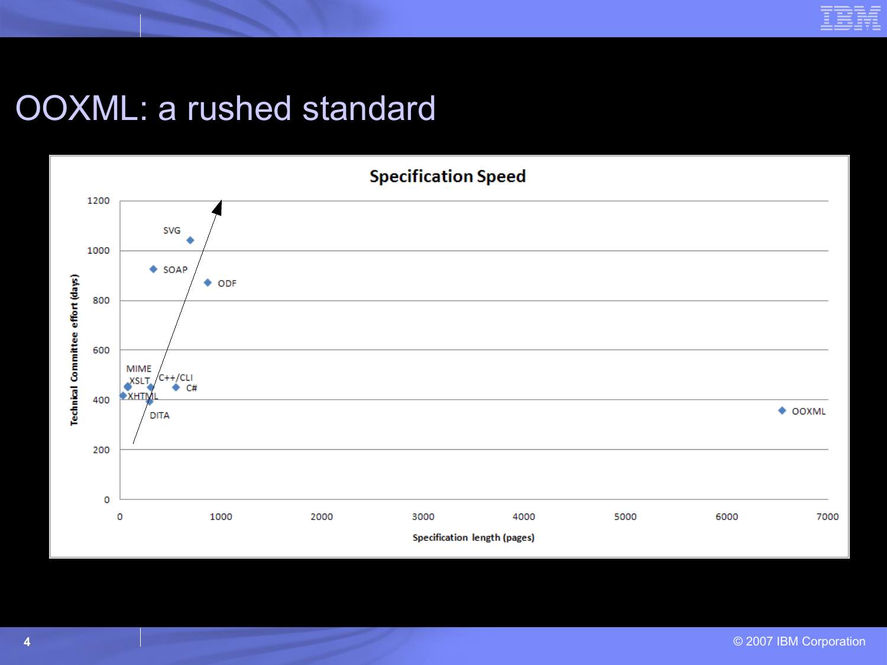# OOXML: a rushed standard

**Specification Speed**

Technical Commitee effort (days)

1200, 1000, 800, 600, 400, 200, 0

SVG, SOAP, ODF, MIME, XSLT, C++/CLI, C#, XHTML, DITA, OOXML

0, 1000, 2000, 3000, 4000, 5000, 6000, 7000

Specification length (pages)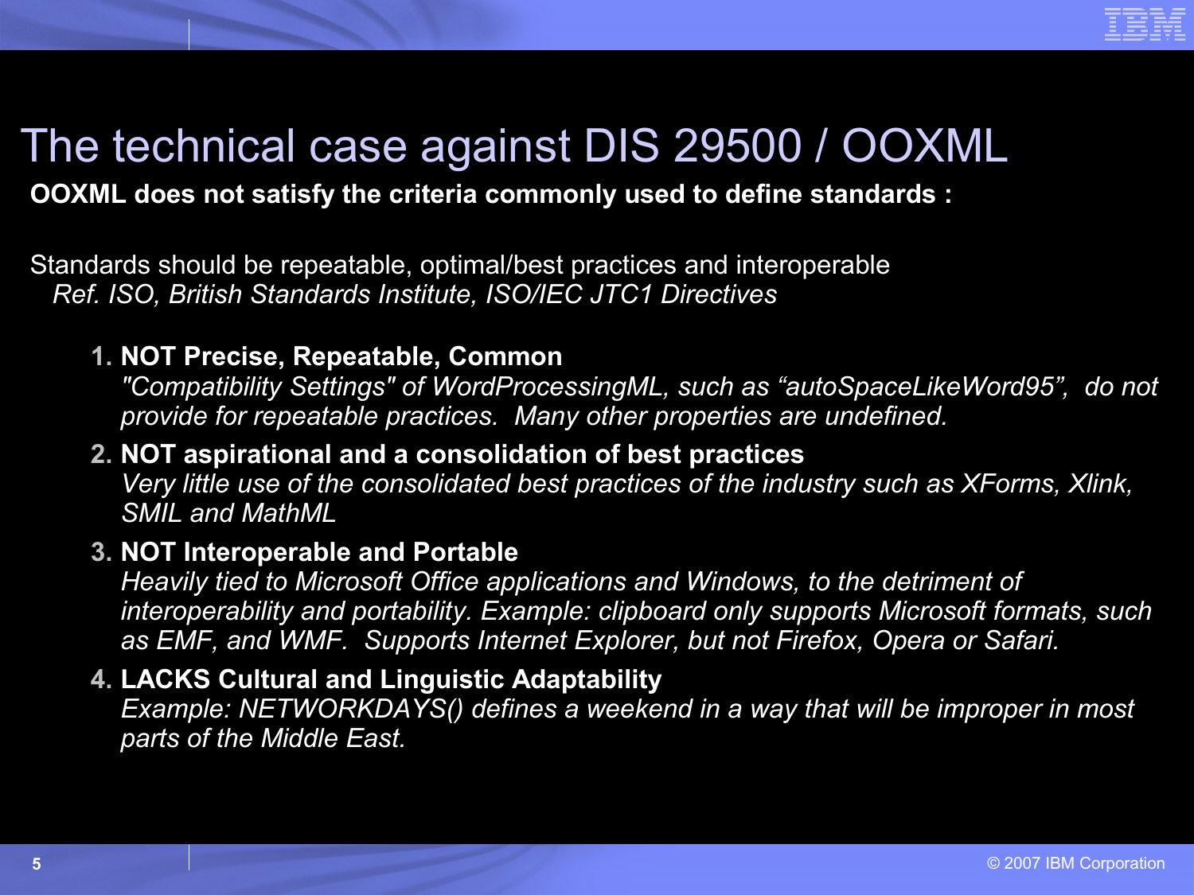# The technical case against DIS 29500 / OOXML

**OOXML does not satisfy the criteria commonly used to define standards :**

Standards should be repeatable, optimal/best practices and interoperable
*Ref. ISO, British Standards Institute, ISO/IEC JTC1 Directives*

1. **NOT Precise, Repeatable, Common**
   *"Compatibility Settings" of WordProcessingML, such as "autoSpaceLikeWord95", do not provide for repeatable practices. Many other properties are undefined.*
2. **NOT aspirational and a consolidation of best practices**
   *Very little use of the consolidated best practices of the industry such as XForms, Xlink, SMIL and MathML*
3. **NOT Interoperable and Portable**
   *Heavily tied to Microsoft Office applications and Windows, to the detriment of interoperability and portability. Example: clipboard only supports Microsoft formats, such as EMF, and WMF. Supports Internet Explorer, but not Firefox, Opera or Safari.*
4. **LACKS Cultural and Linguistic Adaptability**
   *Example: NETWORKDAYS() defines a weekend in a way that will be improper in most parts of the Middle East.*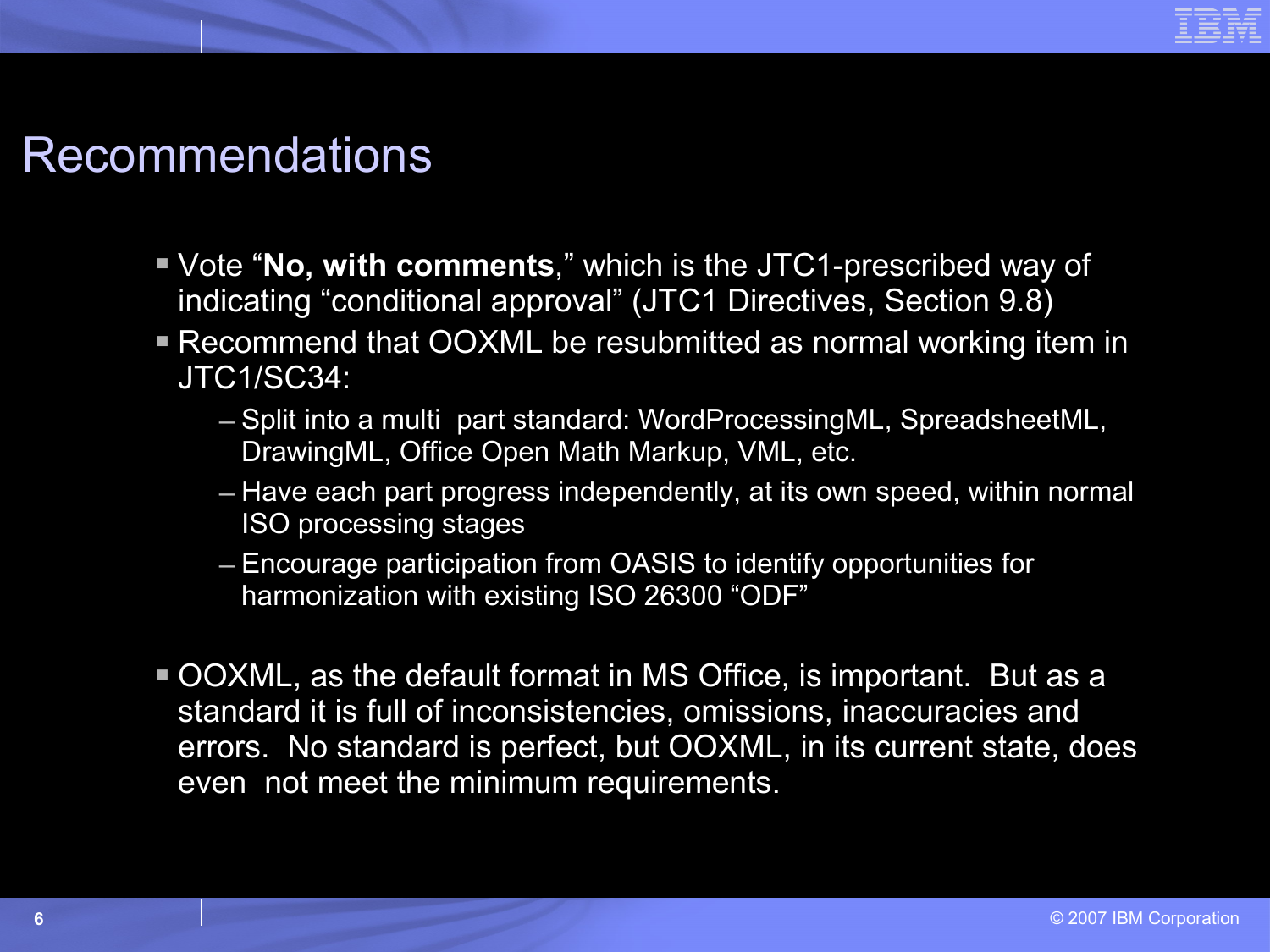# Recommendations

- Vote “**No, with comments**,” which is the JTC1-prescribed way of indicating “conditional approval” (JTC1 Directives, Section 9.8)
- Recommend that OOXML be resubmitted as normal working item in JTC1/SC34:
  - Split into a multi part standard: WordProcessingML, SpreadsheetML, DrawingML, Office Open Math Markup, VML, etc.
  - Have each part progress independently, at its own speed, within normal ISO processing stages
  - Encourage participation from OASIS to identify opportunities for harmonization with existing ISO 26300 “ODF”
- OOXML, as the default format in MS Office, is important. But as a standard it is full of inconsistencies, omissions, inaccuracies and errors. No standard is perfect, but OOXML, in its current state, does even not meet the minimum requirements.